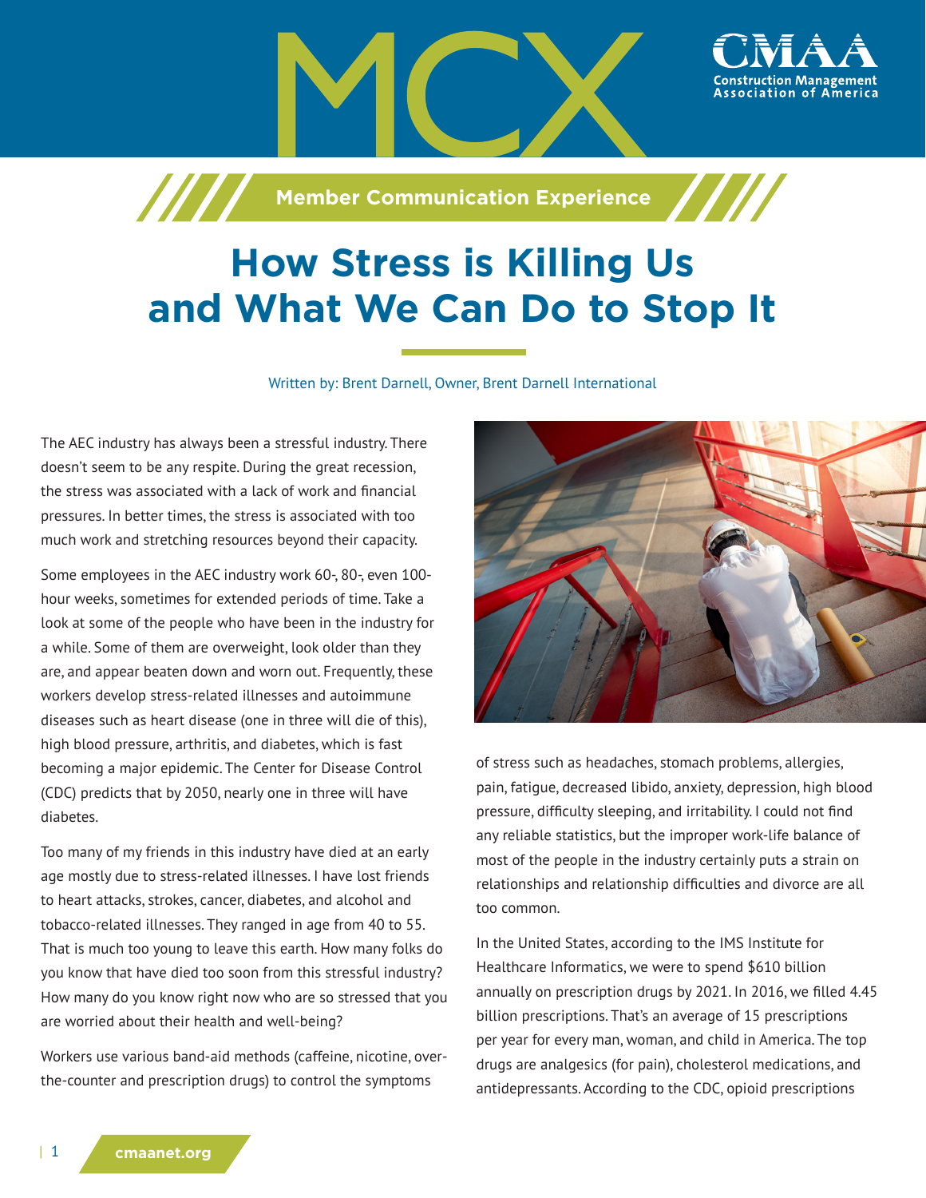MCX

**Member Communication Experience**

# How Stress is Killing Us and What We Can Do to Stop It

Written by: Brent Darnell, Owner, Brent Darnell International

The AEC industry has always been a stressful industry. There doesn't seem to be any respite. During the great recession, the stress was associated with a lack of work and financial pressures. In better times, the stress is associated with too much work and stretching resources beyond their capacity.

Some employees in the AEC industry work 60-, 80-, even 100-hour weeks, sometimes for extended periods of time. Take a look at some of the people who have been in the industry for a while. Some of them are overweight, look older than they are, and appear beaten down and worn out. Frequently, these workers develop stress-related illnesses and autoimmune diseases such as heart disease (one in three will die of this), high blood pressure, arthritis, and diabetes, which is fast becoming a major epidemic. The Center for Disease Control (CDC) predicts that by 2050, nearly one in three will have diabetes.

Too many of my friends in this industry have died at an early age mostly due to stress-related illnesses. I have lost friends to heart attacks, strokes, cancer, diabetes, and alcohol and tobacco-related illnesses. They ranged in age from 40 to 55. That is much too young to leave this earth. How many folks do you know that have died too soon from this stressful industry? How many do you know right now who are so stressed that you are worried about their health and well-being?

Workers use various band-aid methods (caffeine, nicotine, over-the-counter and prescription drugs) to control the symptoms of stress such as headaches, stomach problems, allergies, pain, fatigue, decreased libido, anxiety, depression, high blood pressure, difficulty sleeping, and irritability. I could not find any reliable statistics, but the improper work-life balance of most of the people in the industry certainly puts a strain on relationships and relationship difficulties and divorce are all too common.

In the United States, according to the IMS Institute for Healthcare Informatics, we were to spend $610 billion annually on prescription drugs by 2021. In 2016, we filled 4.45 billion prescriptions. That's an average of 15 prescriptions per year for every man, woman, and child in America. The top drugs are analgesics (for pain), cholesterol medications, and antidepressants. According to the CDC, opioid prescriptions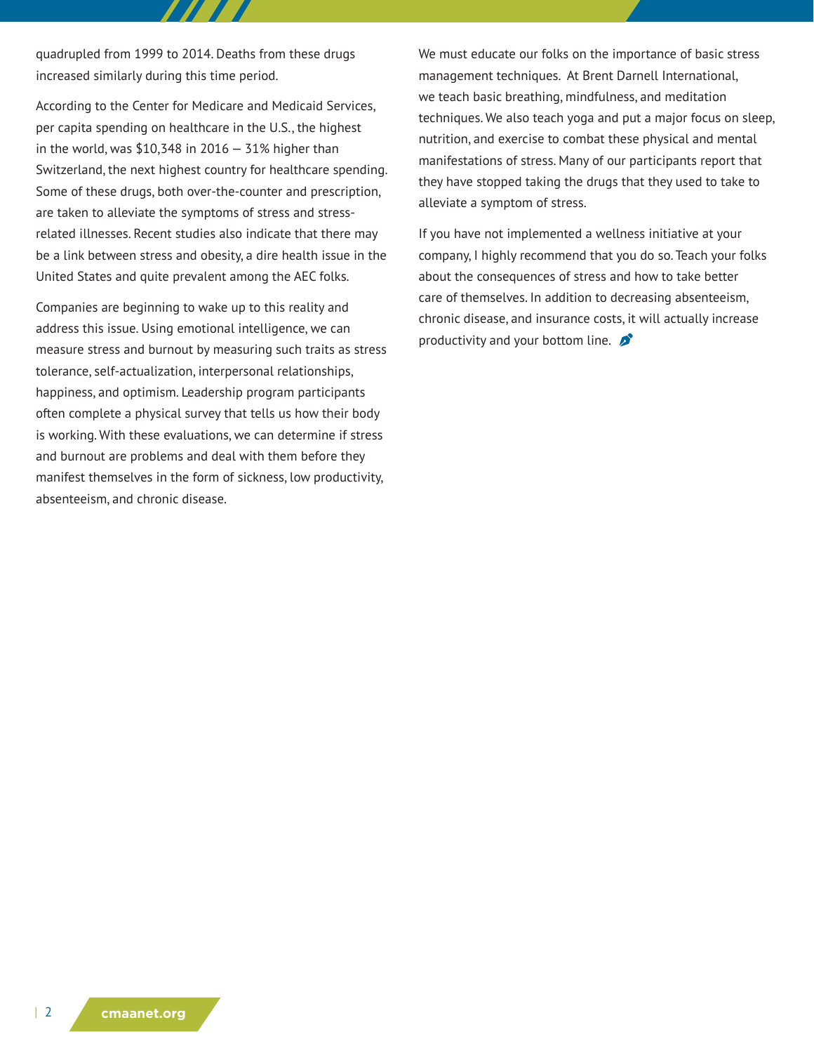quadrupled from 1999 to 2014. Deaths from these drugs increased similarly during this time period.

According to the Center for Medicare and Medicaid Services, per capita spending on healthcare in the U.S., the highest in the world, was $10,348 in 2016 — 31% higher than Switzerland, the next highest country for healthcare spending. Some of these drugs, both over-the-counter and prescription, are taken to alleviate the symptoms of stress and stress-related illnesses. Recent studies also indicate that there may be a link between stress and obesity, a dire health issue in the United States and quite prevalent among the AEC folks.

Companies are beginning to wake up to this reality and address this issue. Using emotional intelligence, we can measure stress and burnout by measuring such traits as stress tolerance, self-actualization, interpersonal relationships, happiness, and optimism. Leadership program participants often complete a physical survey that tells us how their body is working. With these evaluations, we can determine if stress and burnout are problems and deal with them before they manifest themselves in the form of sickness, low productivity, absenteeism, and chronic disease.

We must educate our folks on the importance of basic stress management techniques. At Brent Darnell International, we teach basic breathing, mindfulness, and meditation techniques. We also teach yoga and put a major focus on sleep, nutrition, and exercise to combat these physical and mental manifestations of stress. Many of our participants report that they have stopped taking the drugs that they used to take to alleviate a symptom of stress.

If you have not implemented a wellness initiative at your company, I highly recommend that you do so. Teach your folks about the consequences of stress and how to take better care of themselves. In addition to decreasing absenteeism, chronic disease, and insurance costs, it will actually increase productivity and your bottom line.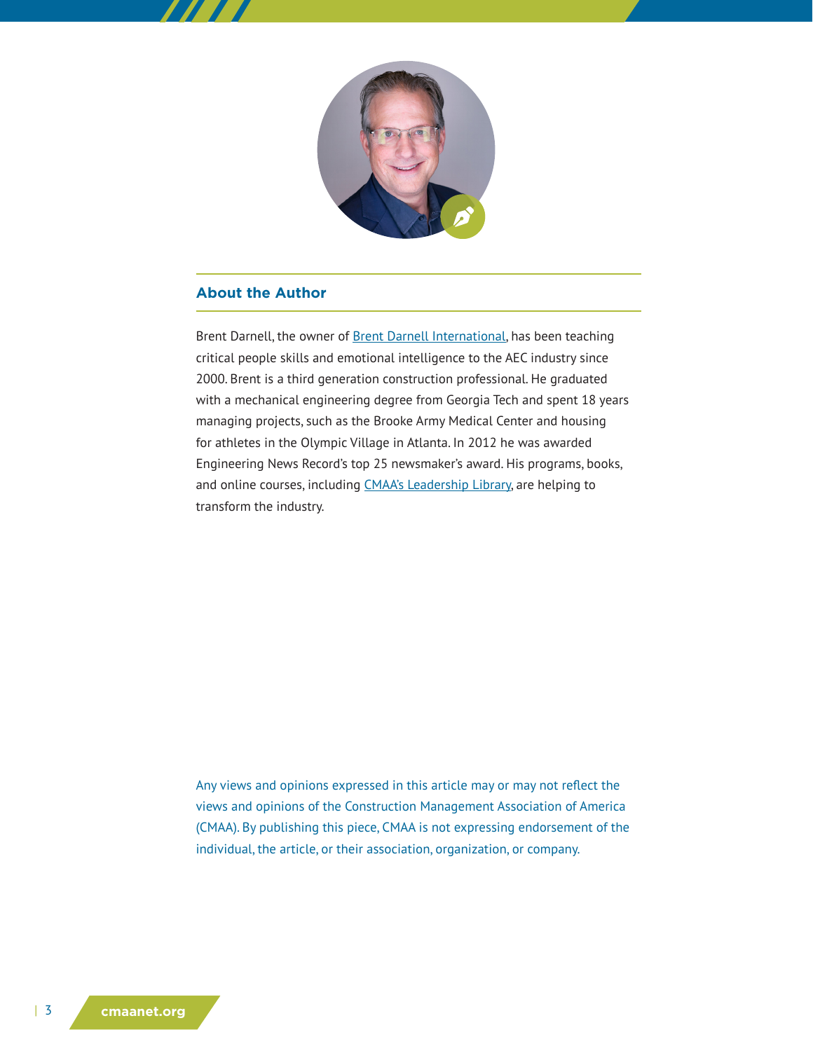## About the Author

Brent Darnell, the owner of [Brent Darnell International](), has been teaching critical people skills and emotional intelligence to the AEC industry since 2000. Brent is a third generation construction professional. He graduated with a mechanical engineering degree from Georgia Tech and spent 18 years managing projects, such as the Brooke Army Medical Center and housing for athletes in the Olympic Village in Atlanta. In 2012 he was awarded Engineering News Record's top 25 newsmaker's award. His programs, books, and online courses, including [CMAA's Leadership Library](), are helping to transform the industry.

Any views and opinions expressed in this article may or may not reflect the views and opinions of the Construction Management Association of America (CMAA). By publishing this piece, CMAA is not expressing endorsement of the individual, the article, or their association, organization, or company.